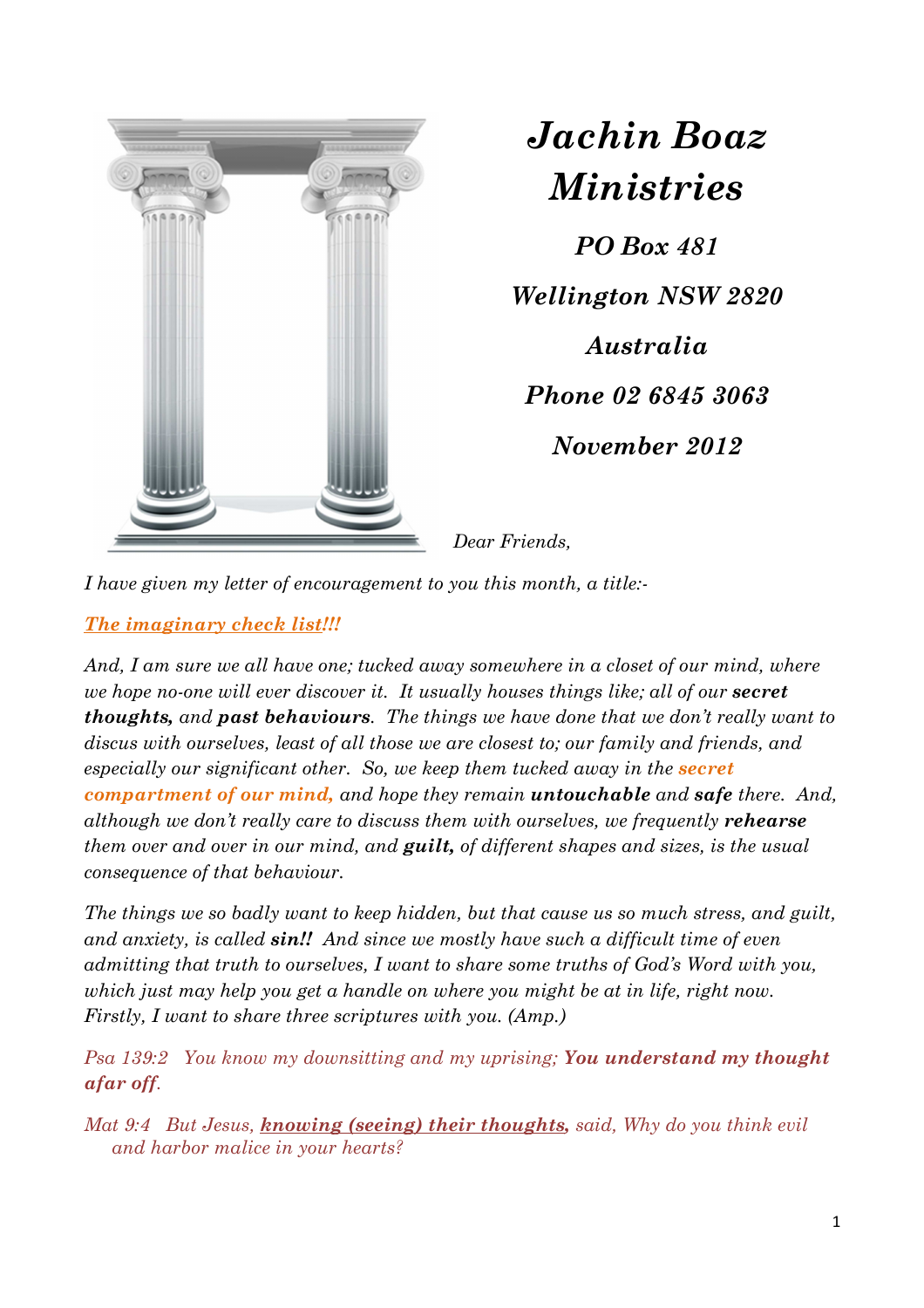# *Jachin Boaz Ministries*

***PO Box 481***

***Wellington NSW 2820***

***Australia***

***Phone 02 6845 3063***

***November 2012***

*Dear Friends,*

*I have given my letter of encouragement to you this month, a title:-*

***The imaginary check list!!!***

*And, I am sure we all have one; tucked away somewhere in a closet of our mind, where we hope no-one will ever discover it. It usually houses things like; all of our **secret thoughts,** and **past behaviours**. The things we have done that we don't really want to discus with ourselves, least of all those we are closest to; our family and friends, and especially our significant other. So, we keep them tucked away in the **secret compartment of our mind,** and hope they remain **untouchable** and **safe** there. And, although we don't really care to discuss them with ourselves, we frequently **rehearse** them over and over in our mind, and **guilt,** of different shapes and sizes, is the usual consequence of that behaviour.*

*The things we so badly want to keep hidden, but that cause us so much stress, and guilt, and anxiety, is called **sin!!** And since we mostly have such a difficult time of even admitting that truth to ourselves, I want to share some truths of God's Word with you, which just may help you get a handle on where you might be at in life, right now. Firstly, I want to share three scriptures with you. (Amp.)*

*Psa 139:2 You know my downsitting and my uprising; **You understand my thought afar off**.*

*Mat 9:4 But Jesus, **knowing (seeing) their thoughts,** said, Why do you think evil and harbor malice in your hearts?*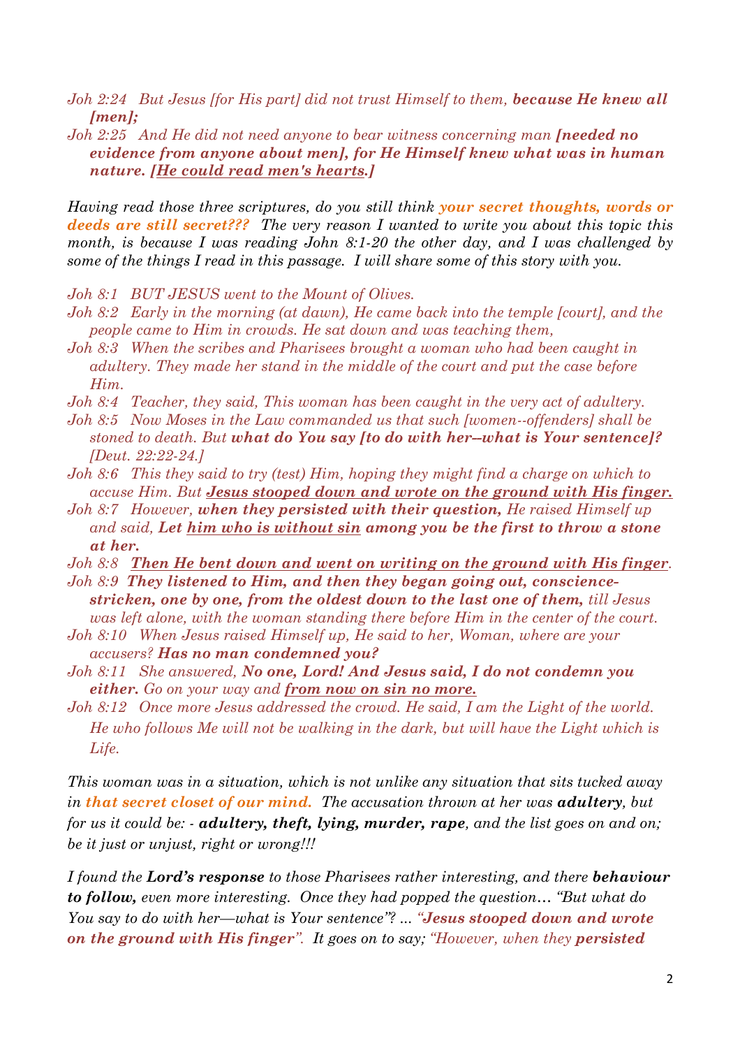*Joh 2:24   But Jesus [for His part] did not trust Himself to them, **because He knew all [men];***

*Joh 2:25   And He did not need anyone to bear witness concerning man **[needed no evidence from anyone about men], for He Himself knew what was in human nature. [He could read men's hearts.]***

*Having read those three scriptures, do you still think **your secret thoughts, words or deeds are still secret???** The very reason I wanted to write you about this topic this month, is because I was reading John 8:1-20 the other day, and I was challenged by some of the things I read in this passage. I will share some of this story with you.*

*Joh 8:1   BUT JESUS went to the Mount of Olives.*

*Joh 8:2   Early in the morning (at dawn), He came back into the temple [court], and the people came to Him in crowds. He sat down and was teaching them,*

*Joh 8:3   When the scribes and Pharisees brought a woman who had been caught in adultery. They made her stand in the middle of the court and put the case before Him.*

*Joh 8:4   Teacher, they said, This woman has been caught in the very act of adultery.*

*Joh 8:5   Now Moses in the Law commanded us that such [women--offenders] shall be stoned to death. But **what do You say [to do with her--what is Your sentence]?** [Deut. 22:22-24.]*

*Joh 8:6   This they said to try (test) Him, hoping they might find a charge on which to accuse Him. But **Jesus stooped down and wrote on the ground with His finger.***

*Joh 8:7   However, **when they persisted with their question,** He raised Himself up and said, **Let him who is without sin among you be the first to throw a stone at her.***

*Joh 8:8   **Then He bent down and went on writing on the ground with His finger.***

*Joh 8:9   **They listened to Him, and then they began going out, conscience-stricken, one by one, from the oldest down to the last one of them,** till Jesus was left alone, with the woman standing there before Him in the center of the court.*

*Joh 8:10   When Jesus raised Himself up, He said to her, Woman, where are your accusers? **Has no man condemned you?***

*Joh 8:11   She answered, **No one, Lord! And Jesus said, I do not condemn you either.** Go on your way and **from now on sin no more.***

*Joh 8:12   Once more Jesus addressed the crowd. He said, I am the Light of the world. He who follows Me will not be walking in the dark, but will have the Light which is Life.*

*This woman was in a situation, which is not unlike any situation that sits tucked away in **that secret closet of our mind.** The accusation thrown at her was **adultery**, but for us it could be: - **adultery, theft, lying, murder, rape**, and the list goes on and on; be it just or unjust, right or wrong!!!*

*I found the **Lord's response** to those Pharisees rather interesting, and there **behaviour to follow,** even more interesting. Once they had popped the question… "But what do You say to do with her—what is Your sentence"? ... **"Jesus stooped down and wrote on the ground with His finger".** It goes on to say; "However, when they **persisted***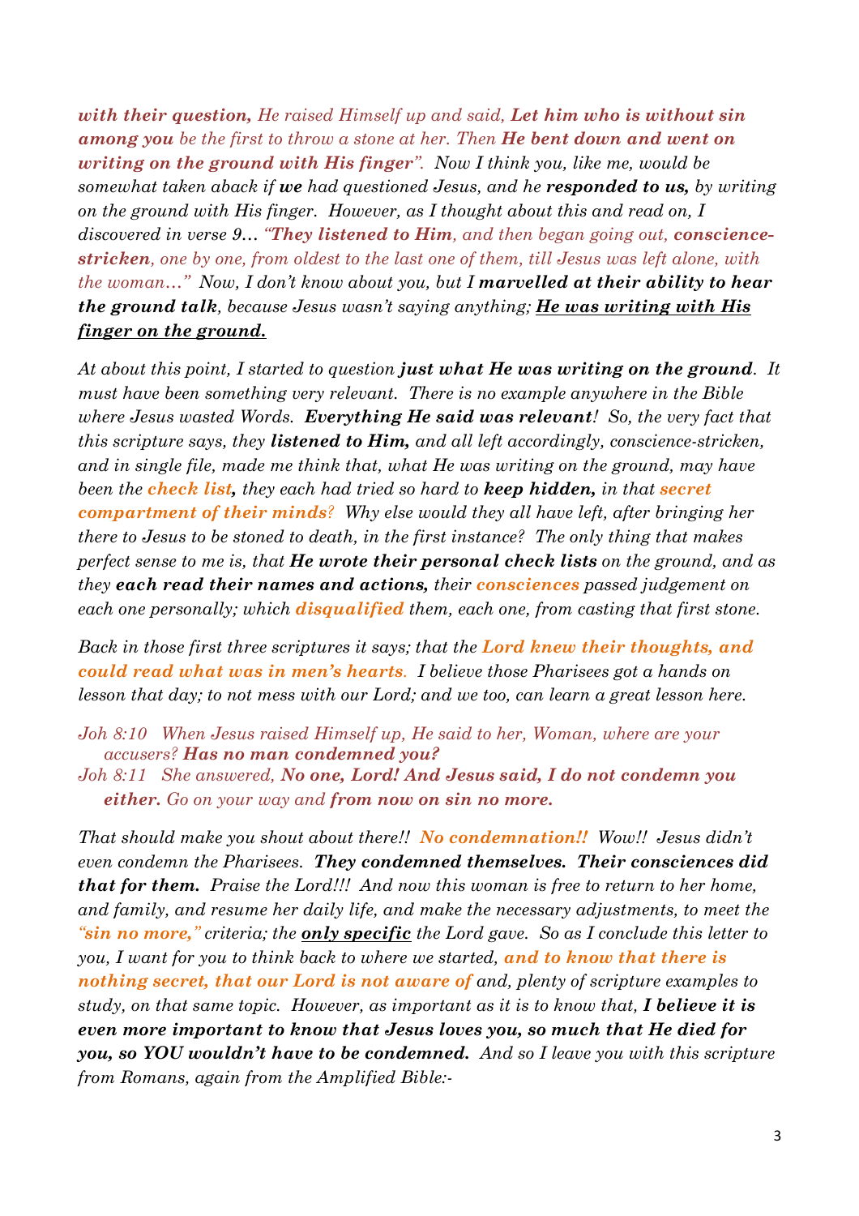*with their question,* *He raised Himself up and said,* ***Let him who is without sin among you*** *be the first to throw a stone at her. Then* ***He bent down and went on writing on the ground with His finger****". Now I think you, like me, would be somewhat taken aback if* ***we*** *had questioned Jesus, and he* ***responded to us,*** *by writing on the ground with His finger. However, as I thought about this and read on, I discovered in verse 9…* *"****They listened to Him****, and then began going out,* ***conscience-stricken****, one by one, from oldest to the last one of them, till Jesus was left alone, with the woman…"* *Now, I don't know about you, but I* ***marvelled at their ability to hear the ground talk****, because Jesus wasn't saying anything;* ***<u>He was writing with His finger on the ground.</u>***

*At about this point, I started to question* ***just what He was writing on the ground****. It must have been something very relevant. There is no example anywhere in the Bible where Jesus wasted Words.* ***Everything He said was relevant****! So, the very fact that this scripture says, they* ***listened to Him,*** *and all left accordingly, conscience-stricken, and in single file, made me think that, what He was writing on the ground, may have been the* ***check list****, they each had tried so hard to* ***keep hidden,*** *in that* ***secret compartment of their minds****? Why else would they all have left, after bringing her there to Jesus to be stoned to death, in the first instance? The only thing that makes perfect sense to me is, that* ***He wrote their personal check lists*** *on the ground, and as they* ***each read their names and actions,*** *their* ***consciences*** *passed judgement on each one personally; which* ***disqualified*** *them, each one, from casting that first stone.*

*Back in those first three scriptures it says; that the* ***Lord knew their thoughts, and could read what was in men's hearts****. I believe those Pharisees got a hands on lesson that day; to not mess with our Lord; and we too, can learn a great lesson here.*

*Joh 8:10 When Jesus raised Himself up, He said to her, Woman, where are your accusers?* ***Has no man condemned you?***
*Joh 8:11 She answered,* ***No one, Lord! And Jesus said, I do not condemn you either.*** *Go on your way and* ***from now on sin no more.***

*That should make you shout about there!!* ***No condemnation!!*** *Wow!! Jesus didn't even condemn the Pharisees.* ***They condemned themselves. Their consciences did that for them.*** *Praise the Lord!!! And now this woman is free to return to her home, and family, and resume her daily life, and make the necessary adjustments, to meet the* ***"sin no more,"*** *criteria; the* ***<u>only specific</u>*** *the Lord gave. So as I conclude this letter to you, I want for you to think back to where we started,* ***and to know that there is nothing secret, that our Lord is not aware of*** *and, plenty of scripture examples to study, on that same topic. However, as important as it is to know that,* ***I believe it is even more important to know that Jesus loves you, so much that He died for you, so YOU wouldn't have to be condemned.*** *And so I leave you with this scripture from Romans, again from the Amplified Bible:-*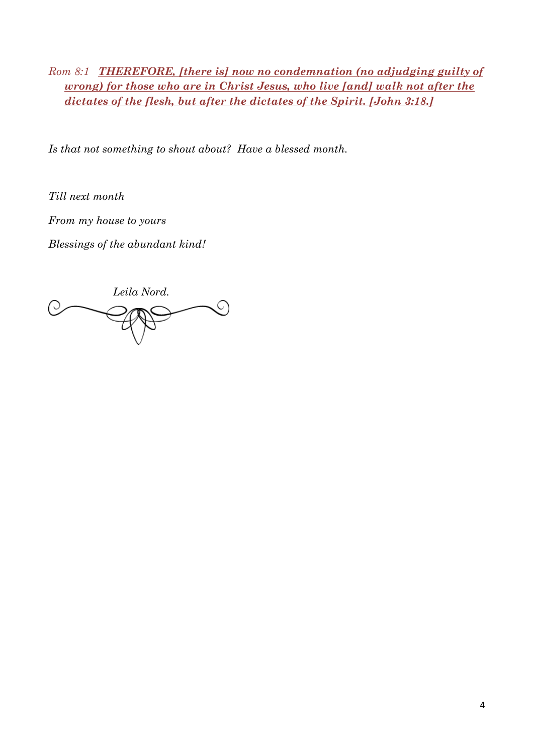*Rom 8:1* ***THEREFORE, [there is] now no condemnation (no adjudging guilty of wrong) for those who are in Christ Jesus, who live [and] walk not after the dictates of the flesh, but after the dictates of the Spirit. [John 3:18.]***

*Is that not something to shout about? Have a blessed month.*

*Till next month*

*From my house to yours*

*Blessings of the abundant kind!*

*Leila Nord.*